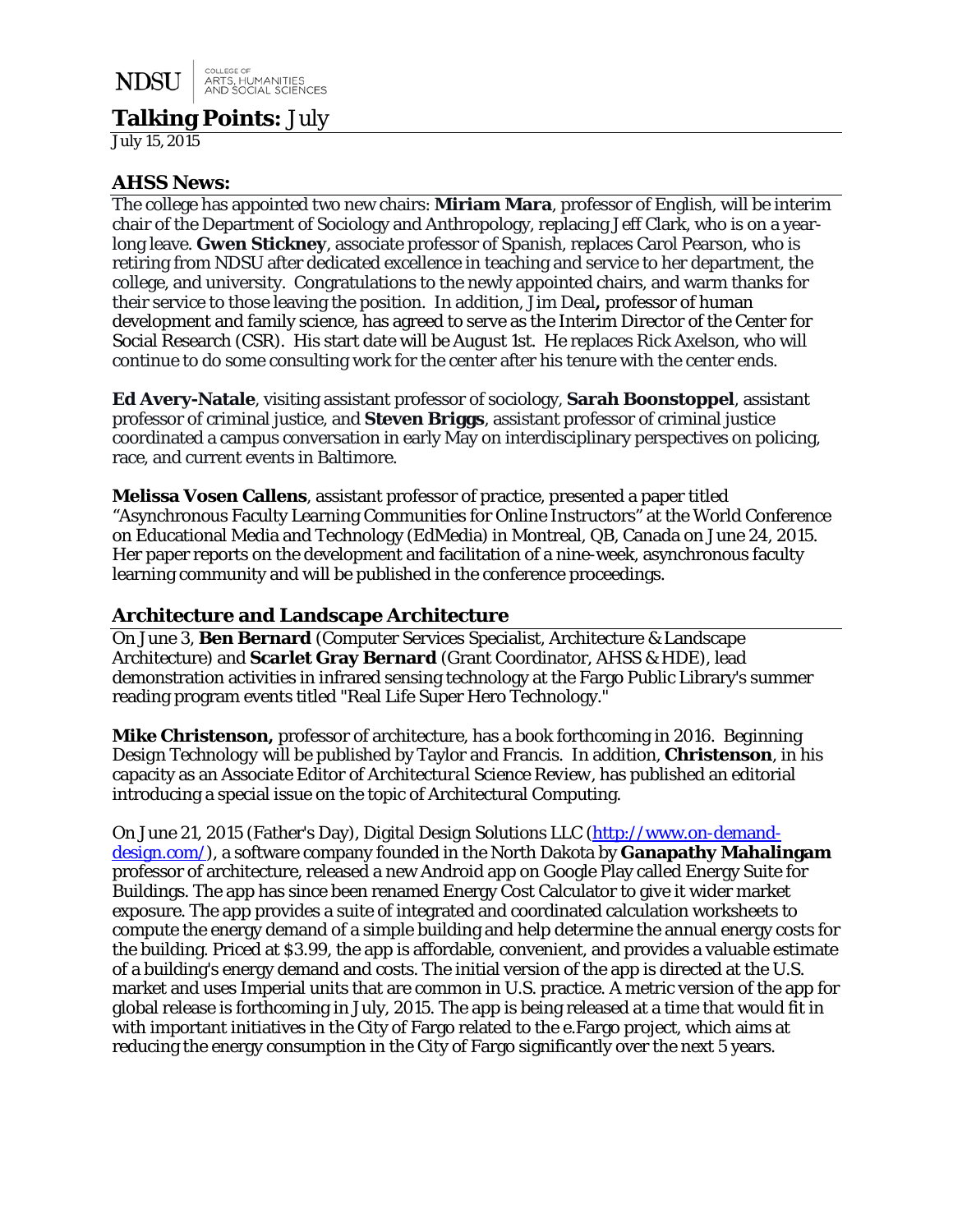NDSU | COLLEGE OF ARTS, HUMANITIES AND SOCIAL SCIENCES

# **Talking Points:** July

July 15, 2015

## AHSS News:

The college has appointed two new chairs: **Miriam Mara**, professor of English, will be interim chair of the Department of Sociology and Anthropology, replacing Jeff Clark, who is on a year-long leave. **Gwen Stickney**, associate professor of Spanish, replaces Carol Pearson, who is retiring from NDSU after dedicated excellence in teaching and service to her department, the college, and university. Congratulations to the newly appointed chairs, and warm thanks for their service to those leaving the position. In addition, Jim Deal**,** professor of human development and family science, has agreed to serve as the Interim Director of the Center for Social Research (CSR). His start date will be August 1st. He replaces Rick Axelson, who will continue to do some consulting work for the center after his tenure with the center ends.

**Ed Avery-Natale**, visiting assistant professor of sociology, **Sarah Boonstoppel**, assistant professor of criminal justice, and **Steven Briggs**, assistant professor of criminal justice coordinated a campus conversation in early May on interdisciplinary perspectives on policing, race, and current events in Baltimore.

**Melissa Vosen Callens**, assistant professor of practice, presented a paper titled "Asynchronous Faculty Learning Communities for Online Instructors" at the World Conference on Educational Media and Technology (EdMedia) in Montreal, QB, Canada on June 24, 2015. Her paper reports on the development and facilitation of a nine-week, asynchronous faculty learning community and will be published in the conference proceedings.

## Architecture and Landscape Architecture

On June 3, **Ben Bernard** (Computer Services Specialist, Architecture & Landscape Architecture) and **Scarlet Gray Bernard** (Grant Coordinator, AHSS & HDE), lead demonstration activities in infrared sensing technology at the Fargo Public Library's summer reading program events titled "Real Life Super Hero Technology."

**Mike Christenson,** professor of architecture, has a book forthcoming in 2016. Beginning Design Technology will be published by Taylor and Francis. In addition, **Christenson**, in his capacity as an Associate Editor of *Architectural Science Review*, has published an editorial introducing a special issue on the topic of Architectural Computing.

On June 21, 2015 (Father's Day), Digital Design Solutions LLC (http://www.on-demand-design.com/), a software company founded in the North Dakota by **Ganapathy Mahalingam** professor of architecture, released a new Android app on Google Play called Energy Suite for Buildings. The app has since been renamed Energy Cost Calculator to give it wider market exposure. The app provides a suite of integrated and coordinated calculation worksheets to compute the energy demand of a simple building and help determine the annual energy costs for the building. Priced at $3.99, the app is affordable, convenient, and provides a valuable estimate of a building's energy demand and costs. The initial version of the app is directed at the U.S. market and uses Imperial units that are common in U.S. practice. A metric version of the app for global release is forthcoming in July, 2015. The app is being released at a time that would fit in with important initiatives in the City of Fargo related to the e.Fargo project, which aims at reducing the energy consumption in the City of Fargo significantly over the next 5 years.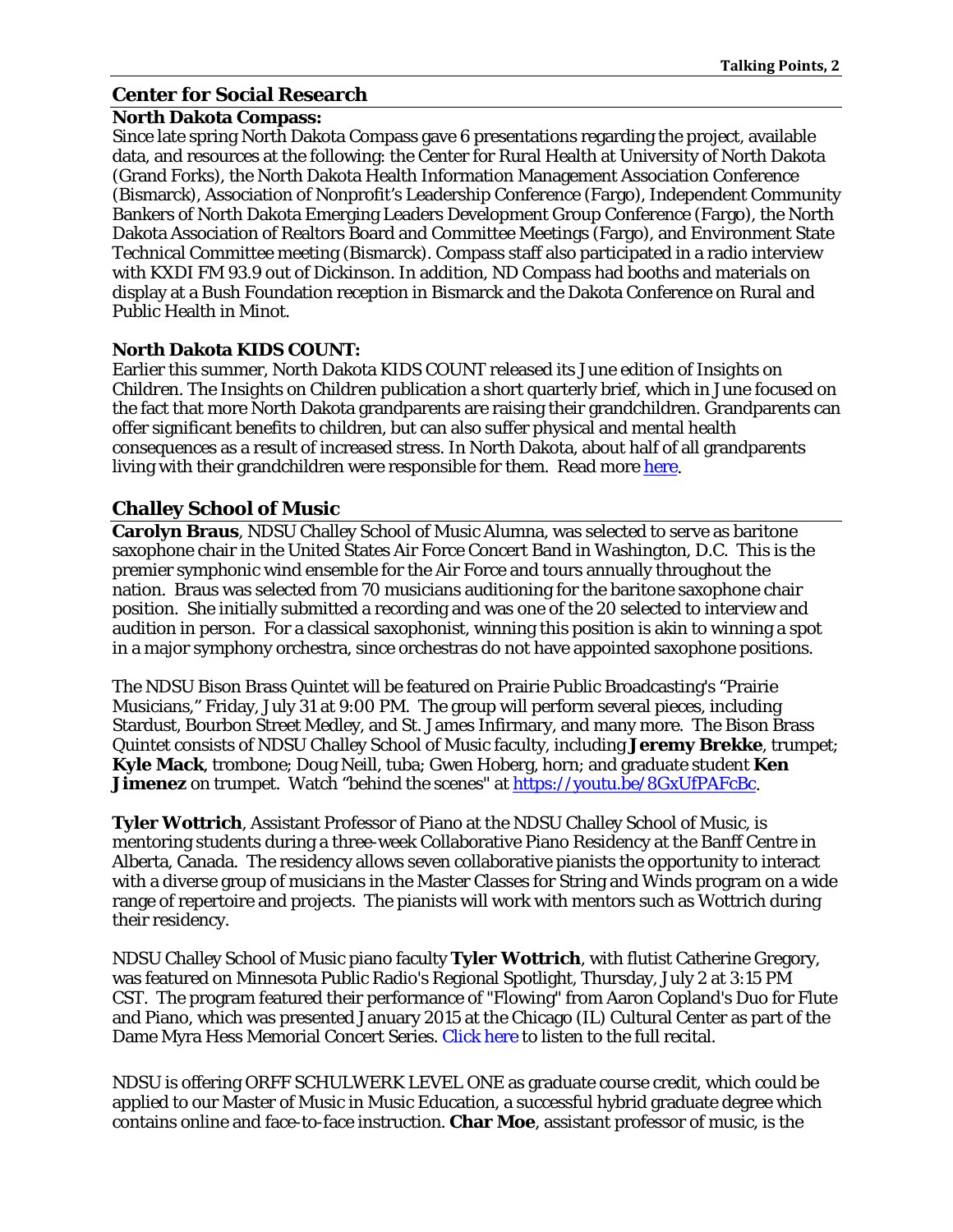## Center for Social Research

**North Dakota Compass:**

Since late spring North Dakota Compass gave 6 presentations regarding the project, available data, and resources at the following: the Center for Rural Health at University of North Dakota (Grand Forks), the North Dakota Health Information Management Association Conference (Bismarck), Association of Nonprofit's Leadership Conference (Fargo), Independent Community Bankers of North Dakota Emerging Leaders Development Group Conference (Fargo), the North Dakota Association of Realtors Board and Committee Meetings (Fargo), and Environment State Technical Committee meeting (Bismarck). Compass staff also participated in a radio interview with KXDI FM 93.9 out of Dickinson. In addition, ND Compass had booths and materials on display at a Bush Foundation reception in Bismarck and the Dakota Conference on Rural and Public Health in Minot.

**North Dakota KIDS COUNT:**

Earlier this summer, North Dakota KIDS COUNT released its June edition of Insights on Children. The Insights on Children publication a short quarterly brief, which in June focused on the fact that more North Dakota grandparents are raising their grandchildren. Grandparents can offer significant benefits to children, but can also suffer physical and mental health consequences as a result of increased stress. In North Dakota, about half of all grandparents living with their grandchildren were responsible for them. Read more [here](here).

## Challey School of Music

**Carolyn Braus**, NDSU Challey School of Music Alumna, was selected to serve as baritone saxophone chair in the United States Air Force Concert Band in Washington, D.C. This is the premier symphonic wind ensemble for the Air Force and tours annually throughout the nation. Braus was selected from 70 musicians auditioning for the baritone saxophone chair position. She initially submitted a recording and was one of the 20 selected to interview and audition in person. For a classical saxophonist, winning this position is akin to winning a spot in a major symphony orchestra, since orchestras do not have appointed saxophone positions.

The NDSU Bison Brass Quintet will be featured on Prairie Public Broadcasting's "Prairie Musicians," Friday, July 31 at 9:00 PM. The group will perform several pieces, including Stardust, Bourbon Street Medley, and St. James Infirmary, and many more. The Bison Brass Quintet consists of NDSU Challey School of Music faculty, including **Jeremy Brekke**, trumpet; **Kyle Mack**, trombone; Doug Neill, tuba; Gwen Hoberg, horn; and graduate student **Ken Jimenez** on trumpet. Watch "behind the scenes" at https://youtu.be/8GxUfPAFcBc.

**Tyler Wottrich**, Assistant Professor of Piano at the NDSU Challey School of Music, is mentoring students during a three-week Collaborative Piano Residency at the Banff Centre in Alberta, Canada. The residency allows seven collaborative pianists the opportunity to interact with a diverse group of musicians in the Master Classes for String and Winds program on a wide range of repertoire and projects. The pianists will work with mentors such as Wottrich during their residency.

NDSU Challey School of Music piano faculty **Tyler Wottrich**, with flutist Catherine Gregory, was featured on Minnesota Public Radio's Regional Spotlight, Thursday, July 2 at 3:15 PM CST. The program featured their performance of "Flowing" from Aaron Copland's Duo for Flute and Piano, which was presented January 2015 at the Chicago (IL) Cultural Center as part of the Dame Myra Hess Memorial Concert Series. Click here to listen to the full recital.

NDSU is offering ORFF SCHULWERK LEVEL ONE as graduate course credit, which could be applied to our Master of Music in Music Education, a successful hybrid graduate degree which contains online and face-to-face instruction. **Char Moe**, assistant professor of music, is the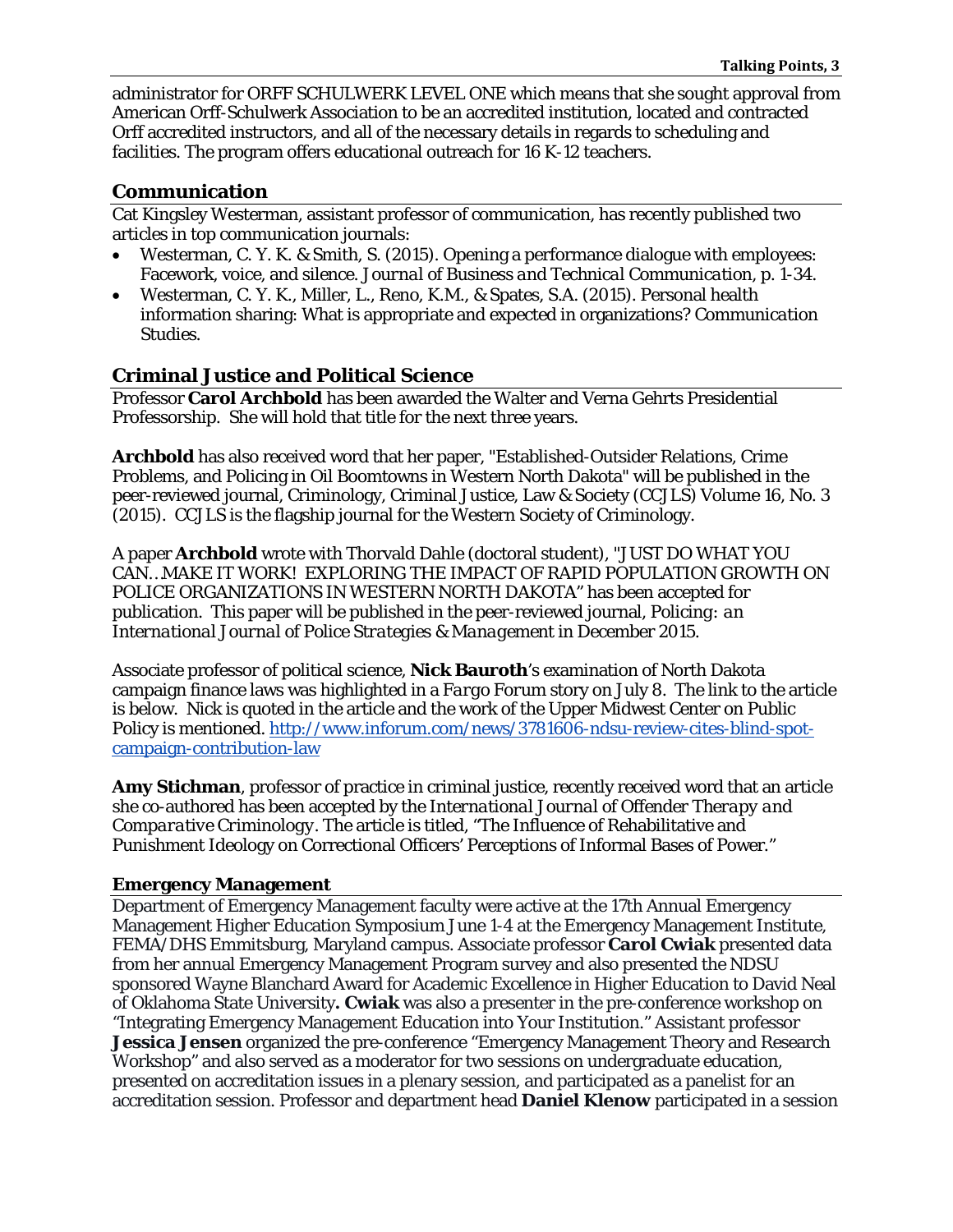administrator for ORFF SCHULWERK LEVEL ONE which means that she sought approval from American Orff-Schulwerk Association to be an accredited institution, located and contracted Orff accredited instructors, and all of the necessary details in regards to scheduling and facilities. The program offers educational outreach for 16 K-12 teachers.

## Communication

Cat Kingsley Westerman, assistant professor of communication, has recently published two articles in top communication journals:

- Westerman, C. Y. K. & Smith, S. (2015). Opening a performance dialogue with employees: Facework, voice, and silence. *Journal of Business and Technical Communication*, p. 1-34.
- Westerman, C. Y. K., Miller, L., Reno, K.M., & Spates, S.A. (2015). Personal health information sharing: What is appropriate and expected in organizations? *Communication Studies.*

## Criminal Justice and Political Science

Professor **Carol Archbold** has been awarded the Walter and Verna Gehrts Presidential Professorship. She will hold that title for the next three years.

**Archbold** has also received word that her paper, "Established-Outsider Relations, Crime Problems, and Policing in Oil Boomtowns in Western North Dakota" will be published in the peer-reviewed journal, Criminology, Criminal Justice, Law & Society (CCJLS) Volume 16, No. 3 (2015). CCJLS is the flagship journal for the Western Society of Criminology.

A paper **Archbold** wrote with Thorvald Dahle (doctoral student), "JUST DO WHAT YOU CAN…MAKE IT WORK! EXPLORING THE IMPACT OF RAPID POPULATION GROWTH ON POLICE ORGANIZATIONS IN WESTERN NORTH DAKOTA" has been accepted for publication. This paper will be published in the peer-reviewed journal, *Policing: an International Journal of Police Strategies & Management* in December 2015.

Associate professor of political science, **Nick Bauroth**'s examination of North Dakota campaign finance laws was highlighted in a *Fargo Forum* story on July 8. The link to the article is below. Nick is quoted in the article and the work of the Upper Midwest Center on Public Policy is mentioned. [http://www.inforum.com/news/3781606-ndsu-review-cites-blind-spot-campaign-contribution-law](http://www.inforum.com/news/3781606-ndsu-review-cites-blind-spot-campaign-contribution-law)

**Amy Stichman**, professor of practice in criminal justice, recently received word that an article she co-authored has been accepted by the *International Journal of Offender Therapy and Comparative Criminology*. The article is titled, "The Influence of Rehabilitative and Punishment Ideology on Correctional Officers' Perceptions of Informal Bases of Power."

### Emergency Management

Department of Emergency Management faculty were active at the 17th Annual Emergency Management Higher Education Symposium June 1-4 at the Emergency Management Institute, FEMA/DHS Emmitsburg, Maryland campus. Associate professor **Carol Cwiak** presented data from her annual Emergency Management Program survey and also presented the NDSU sponsored Wayne Blanchard Award for Academic Excellence in Higher Education to David Neal of Oklahoma State University**. Cwiak** was also a presenter in the pre-conference workshop on "Integrating Emergency Management Education into Your Institution." Assistant professor **Jessica Jensen** organized the pre-conference "Emergency Management Theory and Research Workshop" and also served as a moderator for two sessions on undergraduate education, presented on accreditation issues in a plenary session, and participated as a panelist for an accreditation session. Professor and department head **Daniel Klenow** participated in a session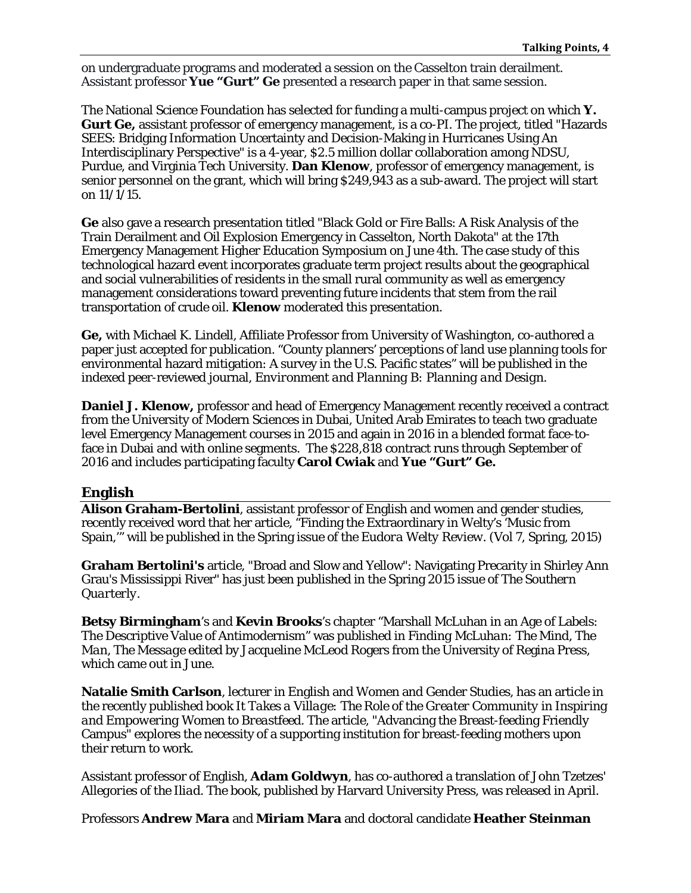on undergraduate programs and moderated a session on the Casselton train derailment. Assistant professor **Yue "Gurt" Ge** presented a research paper in that same session.

The National Science Foundation has selected for funding a multi-campus project on which **Y. Gurt Ge,** assistant professor of emergency management, is a co-PI. The project, titled "Hazards SEES: Bridging Information Uncertainty and Decision-Making in Hurricanes Using An Interdisciplinary Perspective" is a 4-year, $2.5 million dollar collaboration among NDSU, Purdue, and Virginia Tech University. **Dan Klenow**, professor of emergency management, is senior personnel on the grant, which will bring $249,943 as a sub-award. The project will start on 11/1/15.

**Ge** also gave a research presentation titled "Black Gold or Fire Balls: A Risk Analysis of the Train Derailment and Oil Explosion Emergency in Casselton, North Dakota" at the 17th Emergency Management Higher Education Symposium on June 4th. The case study of this technological hazard event incorporates graduate term project results about the geographical and social vulnerabilities of residents in the small rural community as well as emergency management considerations toward preventing future incidents that stem from the rail transportation of crude oil. **Klenow** moderated this presentation.

**Ge,** with Michael K. Lindell, Affiliate Professor from University of Washington, co-authored a paper just accepted for publication. "County planners' perceptions of land use planning tools for environmental hazard mitigation: A survey in the U.S. Pacific states" will be published in the indexed peer-reviewed journal, *Environment and Planning B: Planning and Design.*

**Daniel J. Klenow,** professor and head of Emergency Management recently received a contract from the University of Modern Sciences in Dubai, United Arab Emirates to teach two graduate level Emergency Management courses in 2015 and again in 2016 in a blended format face-to-face in Dubai and with online segments. The $228,818 contract runs through September of 2016 and includes participating faculty **Carol Cwiak** and **Yue "Gurt" Ge.**

## English

**Alison Graham-Bertolini**, assistant professor of English and women and gender studies, recently received word that her article, "Finding the Extraordinary in Welty's 'Music from Spain,'" will be published in the Spring issue of the *Eudora Welty Review*. (Vol 7, Spring, 2015)

**Graham Bertolini's** article, "Broad and Slow and Yellow": Navigating Precarity in Shirley Ann Grau's Mississippi River" has just been published in the Spring 2015 issue of The *Southern Quarterly*.

**Betsy Birmingham**'s and **Kevin Brooks**'s chapter "Marshall McLuhan in an Age of Labels: The Descriptive Value of Antimodernism" was published in *Finding McLuhan: The Mind, The Man, The Message* edited by Jacqueline McLeod Rogers from the University of Regina Press, which came out in June.

**Natalie Smith Carlson**, lecturer in English and Women and Gender Studies, has an article in the recently published book *It Takes a Village: The Role of the Greater Community in Inspiring and Empowering Women to Breastfeed*. The article, "Advancing the Breast-feeding Friendly Campus" explores the necessity of a supporting institution for breast-feeding mothers upon their return to work.

Assistant professor of English, **Adam Goldwyn**, has co-authored a translation of John Tzetzes' *Allegories of the Iliad*. The book, published by Harvard University Press, was released in April.

Professors **Andrew Mara** and **Miriam Mara** and doctoral candidate **Heather Steinman**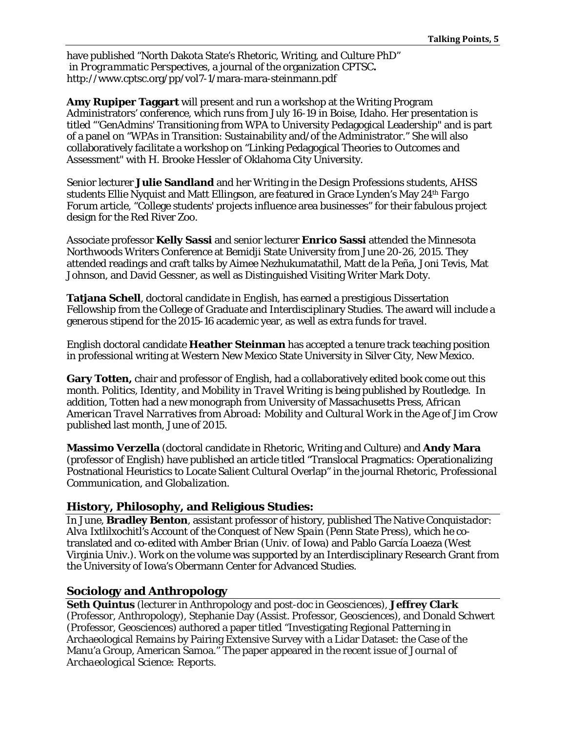have published "North Dakota State's Rhetoric, Writing, and Culture PhD" in *Programmatic Perspectives*, a journal of the organization CPTSC**.** http://www.cptsc.org/pp/vol7-1/mara-mara-steinmann.pdf

**Amy Rupiper Taggart** will present and run a workshop at the Writing Program Administrators' conference, which runs from July 16-19 in Boise, Idaho. Her presentation is titled "'GenAdmins' Transitioning from WPA to University Pedagogical Leadership" and is part of a panel on "WPAs in Transition: Sustainability and/of the Administrator." She will also collaboratively facilitate a workshop on "Linking Pedagogical Theories to Outcomes and Assessment" with H. Brooke Hessler of Oklahoma City University.

Senior lecturer **Julie Sandland** and her Writing in the Design Professions students, AHSS students Ellie Nyquist and Matt Ellingson, are featured in Grace Lynden's May 24th *Fargo Forum* article, "College students' projects influence area businesses" for their fabulous project design for the Red River Zoo.

Associate professor **Kelly Sassi** and senior lecturer **Enrico Sassi** attended the Minnesota Northwoods Writers Conference at Bemidji State University from June 20-26, 2015. They attended readings and craft talks by Aimee Nezhukumatathil, Matt de la Peña, Joni Tevis, Mat Johnson, and David Gessner, as well as Distinguished Visiting Writer Mark Doty.

**Tatjana Schell**, doctoral candidate in English, has earned a prestigious Dissertation Fellowship from the College of Graduate and Interdisciplinary Studies. The award will include a generous stipend for the 2015-16 academic year, as well as extra funds for travel.

English doctoral candidate **Heather Steinman** has accepted a tenure track teaching position in professional writing at Western New Mexico State University in Silver City, New Mexico.

**Gary Totten,** chair and professor of English, had a collaboratively edited book come out this month. *Politics, Identity, and Mobility in Travel Writing* is being published by Routledge. In addition, Totten had a new monograph from University of Massachusetts Press, *African American Travel Narratives from Abroad: Mobility and Cultural Work in the Age of Jim Crow* published last month, June of 2015.

**Massimo Verzella** (doctoral candidate in Rhetoric, Writing and Culture) and **Andy Mara** (professor of English) have published an article titled "Translocal Pragmatics: Operationalizing Postnational Heuristics to Locate Salient Cultural Overlap" in the journal *Rhetoric, Professional Communication, and Globalization*.

## History, Philosophy, and Religious Studies:

In June, **Bradley Benton**, assistant professor of history, published *The Native Conquistador: Alva Ixtlilxochitl's Account of the Conquest of New Spain* (Penn State Press), which he co-translated and co-edited with Amber Brian (Univ. of Iowa) and Pablo García Loaeza (West Virginia Univ.). Work on the volume was supported by an Interdisciplinary Research Grant from the University of Iowa's Obermann Center for Advanced Studies.

## Sociology and Anthropology

**Seth Quintus** (lecturer in Anthropology and post-doc in Geosciences), **Jeffrey Clark** (Professor, Anthropology), Stephanie Day (Assist. Professor, Geosciences), and Donald Schwert (Professor, Geosciences) authored a paper titled "Investigating Regional Patterning in Archaeological Remains by Pairing Extensive Survey with a Lidar Dataset: the Case of the Manu'a Group, American Samoa." The paper appeared in the recent issue of *Journal of Archaeological Science: Reports*.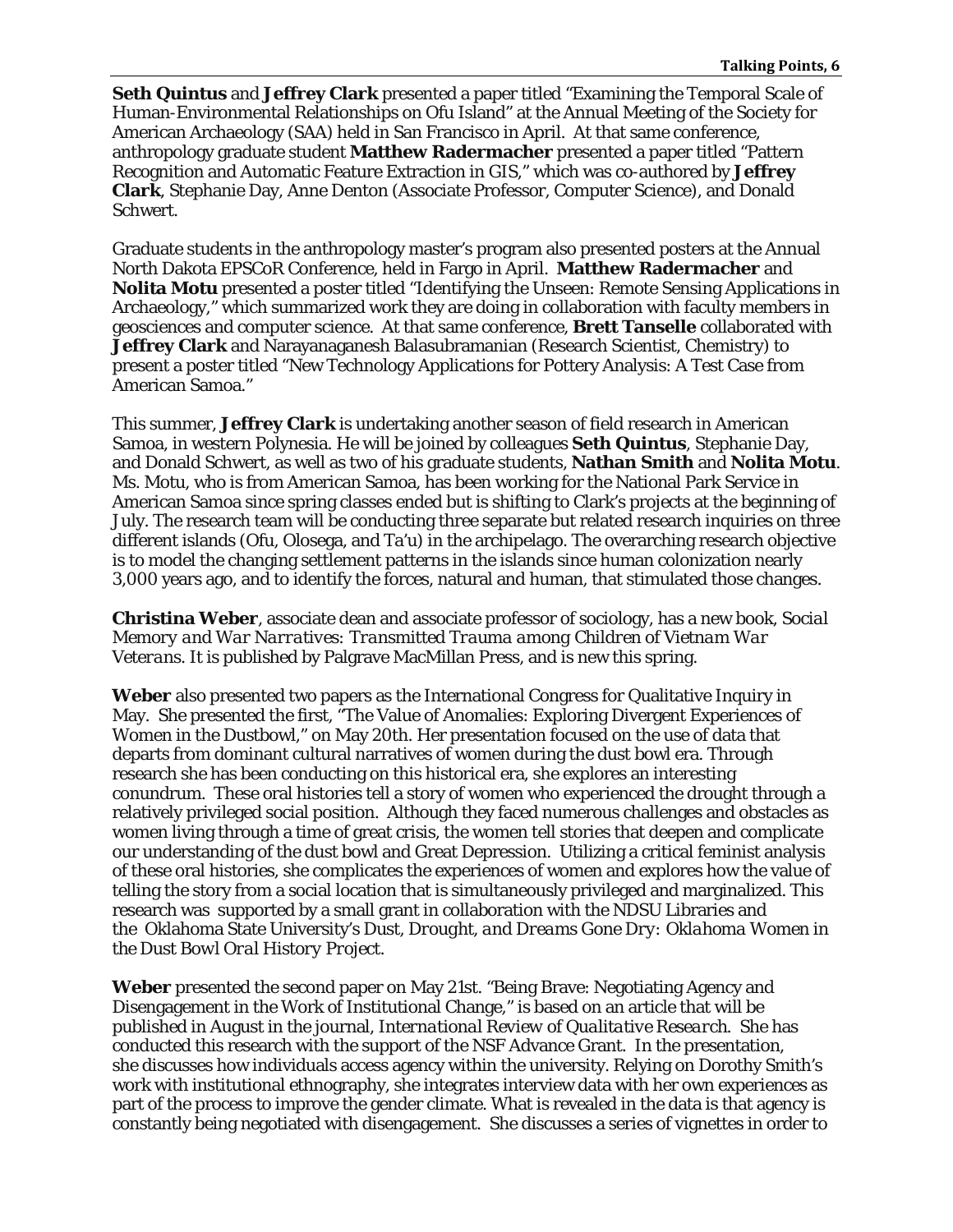**Seth Quintus** and **Jeffrey Clark** presented a paper titled "Examining the Temporal Scale of Human-Environmental Relationships on Ofu Island" at the Annual Meeting of the Society for American Archaeology (SAA) held in San Francisco in April. At that same conference, anthropology graduate student **Matthew Radermacher** presented a paper titled "Pattern Recognition and Automatic Feature Extraction in GIS," which was co-authored by **Jeffrey Clark**, Stephanie Day, Anne Denton (Associate Professor, Computer Science), and Donald Schwert.

Graduate students in the anthropology master's program also presented posters at the Annual North Dakota EPSCoR Conference, held in Fargo in April. **Matthew Radermacher** and **Nolita Motu** presented a poster titled "Identifying the Unseen: Remote Sensing Applications in Archaeology," which summarized work they are doing in collaboration with faculty members in geosciences and computer science. At that same conference, **Brett Tanselle** collaborated with **Jeffrey Clark** and Narayanaganesh Balasubramanian (Research Scientist, Chemistry) to present a poster titled "New Technology Applications for Pottery Analysis: A Test Case from American Samoa."

This summer, **Jeffrey Clark** is undertaking another season of field research in American Samoa, in western Polynesia. He will be joined by colleagues **Seth Quintus**, Stephanie Day, and Donald Schwert, as well as two of his graduate students, **Nathan Smith** and **Nolita Motu**. Ms. Motu, who is from American Samoa, has been working for the National Park Service in American Samoa since spring classes ended but is shifting to Clark's projects at the beginning of July. The research team will be conducting three separate but related research inquiries on three different islands (Ofu, Olosega, and Ta'u) in the archipelago. The overarching research objective is to model the changing settlement patterns in the islands since human colonization nearly 3,000 years ago, and to identify the forces, natural and human, that stimulated those changes.

**Christina Weber**, associate dean and associate professor of sociology, has a new book, *Social Memory and War Narratives: Transmitted Trauma among Children of Vietnam War Veterans*. It is published by Palgrave MacMillan Press, and is new this spring.

**Weber** also presented two papers as the International Congress for Qualitative Inquiry in May. She presented the first, "The Value of Anomalies: Exploring Divergent Experiences of Women in the Dustbowl," on May 20th. Her presentation focused on the use of data that departs from dominant cultural narratives of women during the dust bowl era. Through research she has been conducting on this historical era, she explores an interesting conundrum. These oral histories tell a story of women who experienced the drought through a relatively privileged social position. Although they faced numerous challenges and obstacles as women living through a time of great crisis, the women tell stories that deepen and complicate our understanding of the dust bowl and Great Depression. Utilizing a critical feminist analysis of these oral histories, she complicates the experiences of women and explores how the value of telling the story from a social location that is simultaneously privileged and marginalized. This research was supported by a small grant in collaboration with the NDSU Libraries and the Oklahoma State University's *Dust, Drought, and Dreams Gone Dry: Oklahoma Women in the Dust Bowl Oral History Project*.

**Weber** presented the second paper on May 21st. "Being Brave: Negotiating Agency and Disengagement in the Work of Institutional Change," is based on an article that will be published in August in the journal, *International Review of Qualitative Research*. She has conducted this research with the support of the NSF Advance Grant. In the presentation, she discusses how individuals access agency within the university. Relying on Dorothy Smith's work with institutional ethnography, she integrates interview data with her own experiences as part of the process to improve the gender climate. What is revealed in the data is that agency is constantly being negotiated with disengagement. She discusses a series of vignettes in order to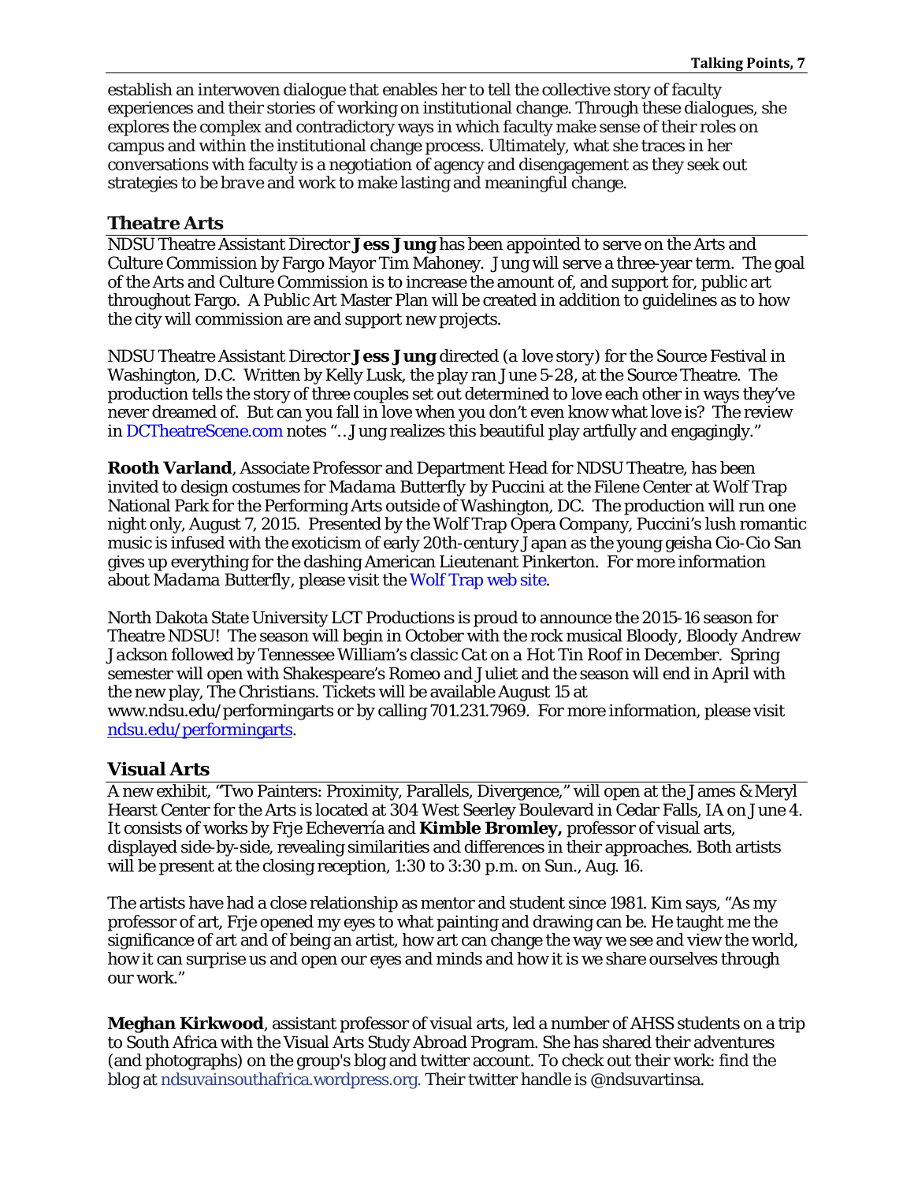establish an interwoven dialogue that enables her to tell the collective story of faculty experiences and their stories of working on institutional change. Through these dialogues, she explores the complex and contradictory ways in which faculty make sense of their roles on campus and within the institutional change process. Ultimately, what she traces in her conversations with faculty is a negotiation of agency and disengagement as they seek out strategies to be *brave* and work to make lasting and meaningful change.

## Theatre Arts

NDSU Theatre Assistant Director **Jess Jung** has been appointed to serve on the Arts and Culture Commission by Fargo Mayor Tim Mahoney. Jung will serve a three-year term. The goal of the Arts and Culture Commission is to increase the amount of, and support for, public art throughout Fargo. A Public Art Master Plan will be created in addition to guidelines as to how the city will commission are and support new projects.

NDSU Theatre Assistant Director **Jess Jung** directed *(a love story)* for the Source Festival in Washington, D.C. Written by Kelly Lusk, the play ran June 5-28, at the Source Theatre. The production tells the story of three couples set out determined to love each other in ways they've never dreamed of. But can you fall in love when you don't even know what love is? The review in DCTheatreScene.com notes "…Jung realizes this beautiful play artfully and engagingly."

**Rooth Varland**, Associate Professor and Department Head for NDSU Theatre, has been invited to design costumes for *Madama Butterfly* by Puccini at the Filene Center at Wolf Trap National Park for the Performing Arts outside of Washington, DC. The production will run one night only, August 7, 2015. Presented by the Wolf Trap Opera Company, Puccini's lush romantic music is infused with the exoticism of early 20th-century Japan as the young geisha Cio-Cio San gives up everything for the dashing American Lieutenant Pinkerton. For more information about *Madama Butterfly*, please visit the Wolf Trap web site.

North Dakota State University LCT Productions is proud to announce the 2015-16 season for Theatre NDSU! The season will begin in October with the rock musical *Bloody, Bloody Andrew Jackson* followed by Tennessee William's classic *Cat on a Hot Tin Roof* in December. Spring semester will open with Shakespeare's *Romeo and Juliet* and the season will end in April with the new play, *The Christians*. Tickets will be available August 15 at www.ndsu.edu/performingarts or by calling 701.231.7969. For more information, please visit ndsu.edu/performingarts.

## Visual Arts

A new exhibit, "Two Painters: Proximity, Parallels, Divergence," will open at the James & Meryl Hearst Center for the Arts is located at 304 West Seerley Boulevard in Cedar Falls, IA on June 4. It consists of works by Frje Echeverría and **Kimble Bromley,** professor of visual arts, displayed side-by-side, revealing similarities and differences in their approaches. Both artists will be present at the closing reception, 1:30 to 3:30 p.m. on Sun., Aug. 16.

The artists have had a close relationship as mentor and student since 1981. Kim says, "As my professor of art, Frje opened my eyes to what painting and drawing can be. He taught me the significance of art and of being an artist, how art can change the way we see and view the world, how it can surprise us and open our eyes and minds and how it is we share ourselves through our work."

**Meghan Kirkwood**, assistant professor of visual arts, led a number of AHSS students on a trip to South Africa with the Visual Arts Study Abroad Program. She has shared their adventures (and photographs) on the group's blog and twitter account. To check out their work: find the blog at ndsuvainsouthafrica.wordpress.org. Their twitter handle is @ndsuvartinsa.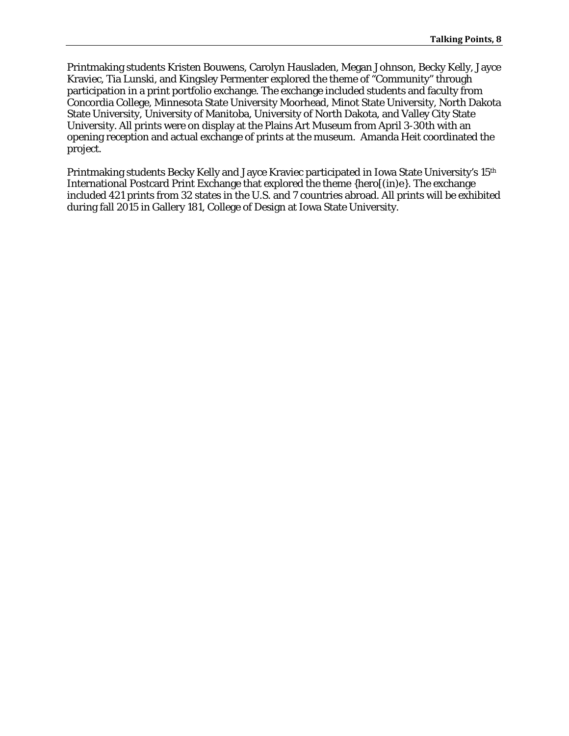Printmaking students Kristen Bouwens, Carolyn Hausladen, Megan Johnson, Becky Kelly, Jayce Kraviec, Tia Lunski, and Kingsley Permenter explored the theme of "Community" through participation in a print portfolio exchange. The exchange included students and faculty from Concordia College, Minnesota State University Moorhead, Minot State University, North Dakota State University, University of Manitoba, University of North Dakota, and Valley City State University. All prints were on display at the Plains Art Museum from April 3-30th with an opening reception and actual exchange of prints at the museum. Amanda Heit coordinated the project.

Printmaking students Becky Kelly and Jayce Kraviec participated in Iowa State University's 15th International Postcard Print Exchange that explored the theme {hero[(in)e}. The exchange included 421 prints from 32 states in the U.S. and 7 countries abroad. All prints will be exhibited during fall 2015 in Gallery 181, College of Design at Iowa State University.